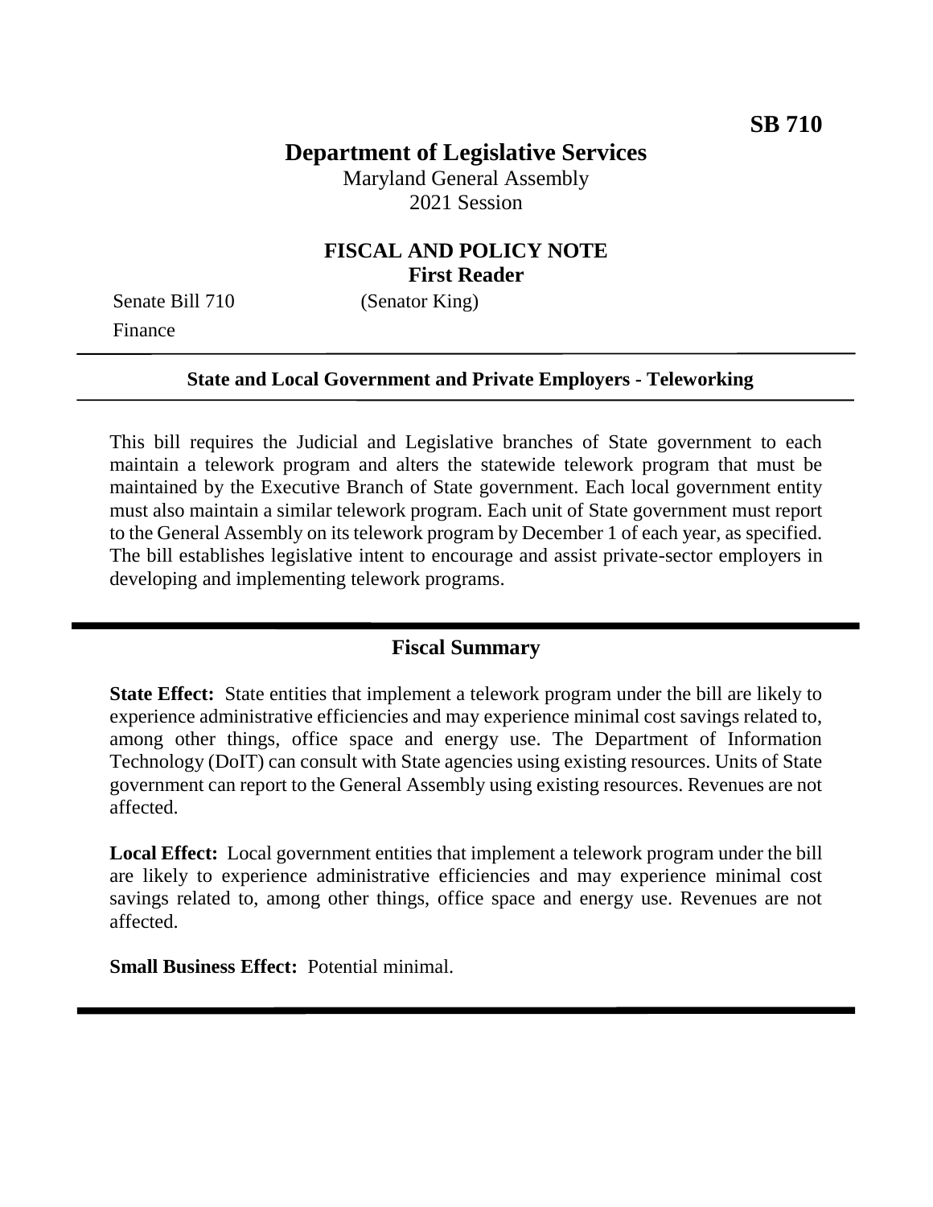**SB 710**

# Department of Legislative Services

Maryland General Assembly
2021 Session

## FISCAL AND POLICY NOTE
**First Reader**

Senate Bill 710 (Senator King)
Finance

---

**State and Local Government and Private Employers - Teleworking**

---

This bill requires the Judicial and Legislative branches of State government to each maintain a telework program and alters the statewide telework program that must be maintained by the Executive Branch of State government. Each local government entity must also maintain a similar telework program. Each unit of State government must report to the General Assembly on its telework program by December 1 of each year, as specified. The bill establishes legislative intent to encourage and assist private-sector employers in developing and implementing telework programs.

---

## Fiscal Summary

**State Effect:** State entities that implement a telework program under the bill are likely to experience administrative efficiencies and may experience minimal cost savings related to, among other things, office space and energy use. The Department of Information Technology (DoIT) can consult with State agencies using existing resources. Units of State government can report to the General Assembly using existing resources. Revenues are not affected.

**Local Effect:** Local government entities that implement a telework program under the bill are likely to experience administrative efficiencies and may experience minimal cost savings related to, among other things, office space and energy use. Revenues are not affected.

**Small Business Effect:** Potential minimal.

---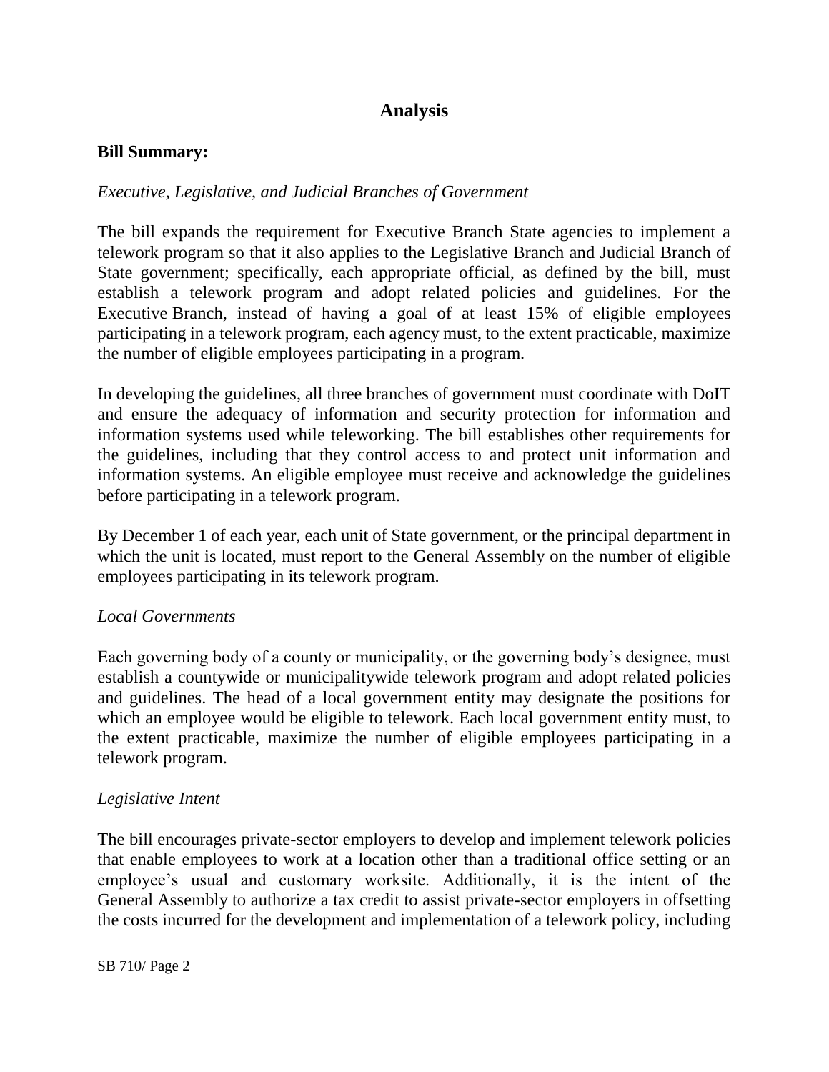# Analysis

**Bill Summary:**

*Executive, Legislative, and Judicial Branches of Government*

The bill expands the requirement for Executive Branch State agencies to implement a telework program so that it also applies to the Legislative Branch and Judicial Branch of State government; specifically, each appropriate official, as defined by the bill, must establish a telework program and adopt related policies and guidelines. For the Executive Branch, instead of having a goal of at least 15% of eligible employees participating in a telework program, each agency must, to the extent practicable, maximize the number of eligible employees participating in a program.

In developing the guidelines, all three branches of government must coordinate with DoIT and ensure the adequacy of information and security protection for information and information systems used while teleworking. The bill establishes other requirements for the guidelines, including that they control access to and protect unit information and information systems. An eligible employee must receive and acknowledge the guidelines before participating in a telework program.

By December 1 of each year, each unit of State government, or the principal department in which the unit is located, must report to the General Assembly on the number of eligible employees participating in its telework program.

*Local Governments*

Each governing body of a county or municipality, or the governing body's designee, must establish a countywide or municipalitywide telework program and adopt related policies and guidelines. The head of a local government entity may designate the positions for which an employee would be eligible to telework. Each local government entity must, to the extent practicable, maximize the number of eligible employees participating in a telework program.

*Legislative Intent*

The bill encourages private-sector employers to develop and implement telework policies that enable employees to work at a location other than a traditional office setting or an employee's usual and customary worksite. Additionally, it is the intent of the General Assembly to authorize a tax credit to assist private-sector employers in offsetting the costs incurred for the development and implementation of a telework policy, including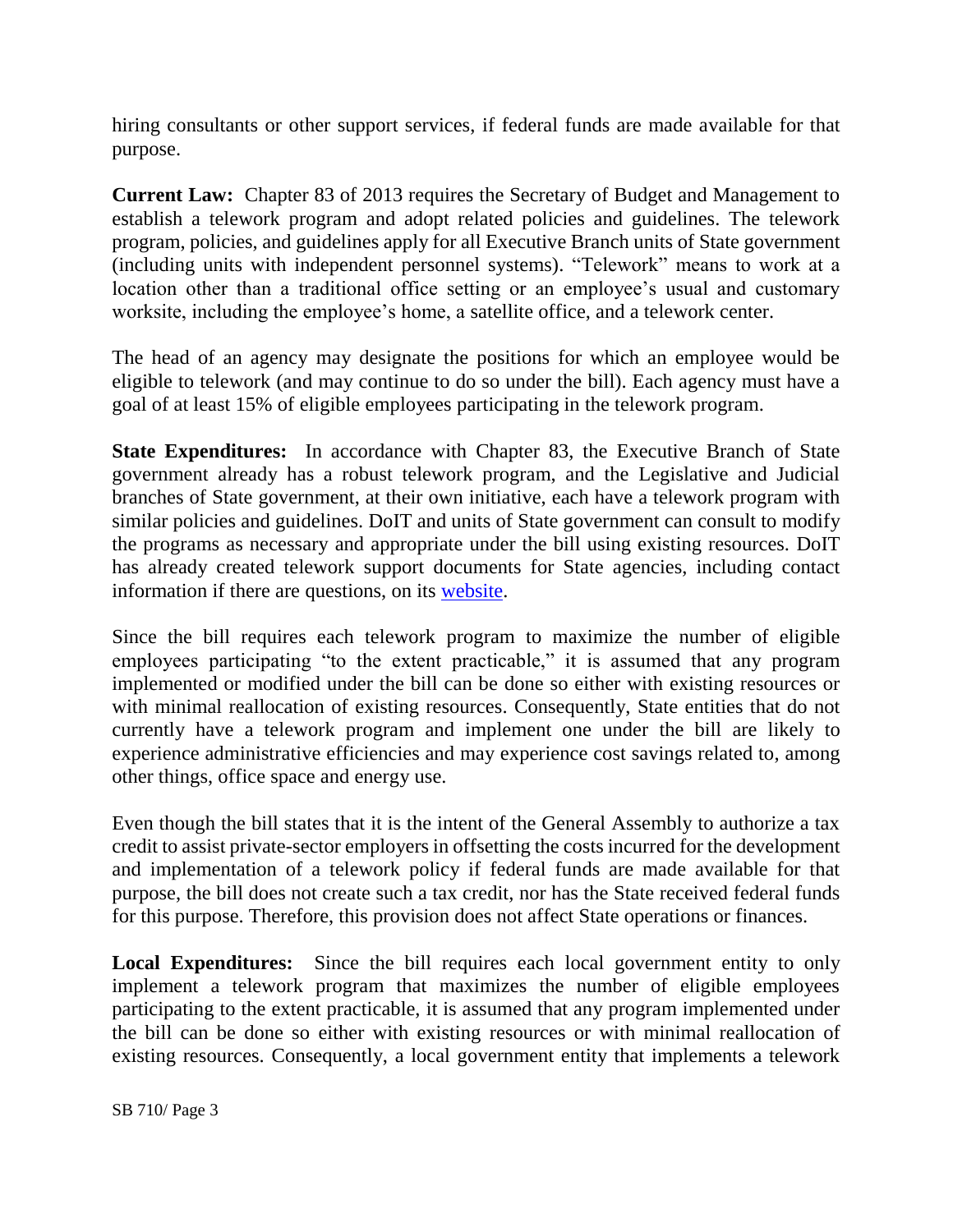hiring consultants or other support services, if federal funds are made available for that purpose.

**Current Law:** Chapter 83 of 2013 requires the Secretary of Budget and Management to establish a telework program and adopt related policies and guidelines. The telework program, policies, and guidelines apply for all Executive Branch units of State government (including units with independent personnel systems). "Telework" means to work at a location other than a traditional office setting or an employee's usual and customary worksite, including the employee's home, a satellite office, and a telework center.

The head of an agency may designate the positions for which an employee would be eligible to telework (and may continue to do so under the bill). Each agency must have a goal of at least 15% of eligible employees participating in the telework program.

**State Expenditures:** In accordance with Chapter 83, the Executive Branch of State government already has a robust telework program, and the Legislative and Judicial branches of State government, at their own initiative, each have a telework program with similar policies and guidelines. DoIT and units of State government can consult to modify the programs as necessary and appropriate under the bill using existing resources. DoIT has already created telework support documents for State agencies, including contact information if there are questions, on its [website](website).

Since the bill requires each telework program to maximize the number of eligible employees participating "to the extent practicable," it is assumed that any program implemented or modified under the bill can be done so either with existing resources or with minimal reallocation of existing resources. Consequently, State entities that do not currently have a telework program and implement one under the bill are likely to experience administrative efficiencies and may experience cost savings related to, among other things, office space and energy use.

Even though the bill states that it is the intent of the General Assembly to authorize a tax credit to assist private-sector employers in offsetting the costs incurred for the development and implementation of a telework policy if federal funds are made available for that purpose, the bill does not create such a tax credit, nor has the State received federal funds for this purpose. Therefore, this provision does not affect State operations or finances.

**Local Expenditures:** Since the bill requires each local government entity to only implement a telework program that maximizes the number of eligible employees participating to the extent practicable, it is assumed that any program implemented under the bill can be done so either with existing resources or with minimal reallocation of existing resources. Consequently, a local government entity that implements a telework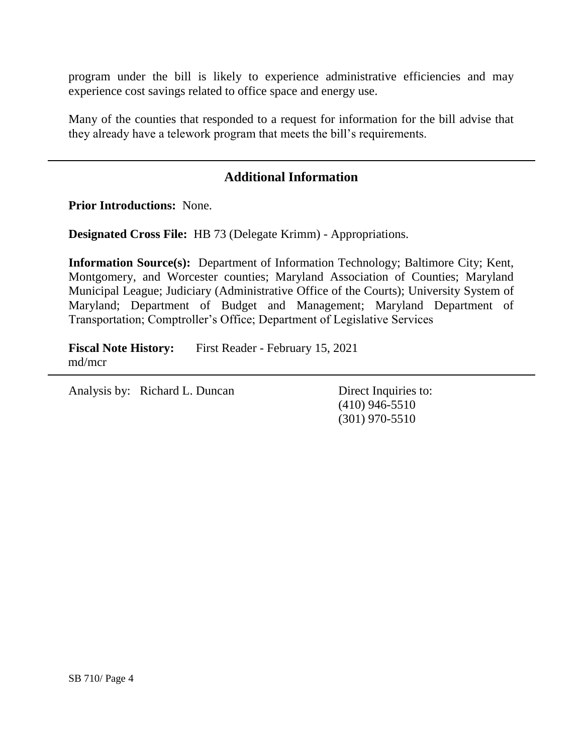program under the bill is likely to experience administrative efficiencies and may experience cost savings related to office space and energy use.

Many of the counties that responded to a request for information for the bill advise that they already have a telework program that meets the bill's requirements.

---

## Additional Information

**Prior Introductions:** None.

**Designated Cross File:** HB 73 (Delegate Krimm) - Appropriations.

**Information Source(s):** Department of Information Technology; Baltimore City; Kent, Montgomery, and Worcester counties; Maryland Association of Counties; Maryland Municipal League; Judiciary (Administrative Office of the Courts); University System of Maryland; Department of Budget and Management; Maryland Department of Transportation; Comptroller's Office; Department of Legislative Services

**Fiscal Note History:** First Reader - February 15, 2021
md/mcr

---

Analysis by: Richard L. Duncan

Direct Inquiries to:
(410) 946-5510
(301) 970-5510